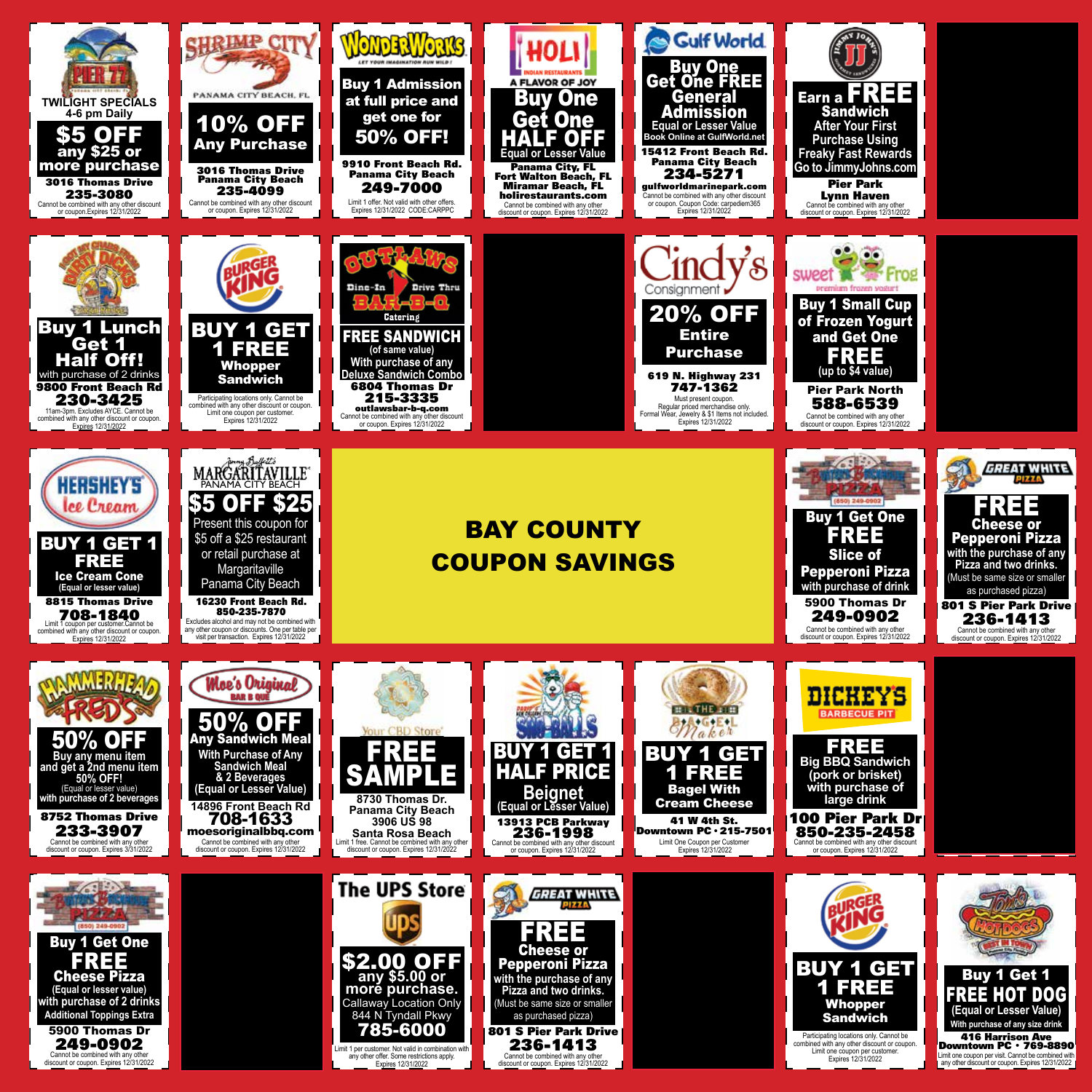# BAY COUNTY COUPON SAVINGS

---

**PIER 77**

TWILIGHT SPECIALS
4-6 pm Daily

**$5 OFF any $25 or more purchase**

3016 Thomas Drive
235-3080

Cannot be combined with any other discount or coupon. Expires 12/31/2022

---

**SHRIMP CITY**
PANAMA CITY BEACH, FL

**10% OFF Any Purchase**

3016 Thomas Drive
Panama City Beach
235-4099

Cannot be combined with any other discount or coupon. Expires 12/31/2022

---

**WONDERWORKS**
LET YOUR IMAGINATION RUN WILD!

**Buy 1 Admission at full price and get one for 50% OFF!**

9910 Front Beach Rd.
Panama City Beach
249-7000

Limit 1 offer. Not valid with other offers. Expires 12/31/2022 CODE:CARPPC

---

**HOLI**
INDIAN RESTAURANTS
A FLAVOR OF JOY

**Buy One Get One HALF OFF**
Equal or Lesser Value

Panama City, FL
Fort Walton Beach, FL
Miramar Beach, FL
holirestaurants.com

Cannot be combined with any other discount or coupon. Expires 12/31/2022

---

**Gulf World**

**Buy One Get One FREE General Admission**
Equal or Lesser Value
Book Online at GulfWorld.net

15412 Front Beach Rd.
Panama City Beach
234-5271
gulfworldmarinepark.com

Cannot be combined with any other discount or coupon. Coupon Code: carpediem365 Expires 12/31/2022

---

**JIMMY JOHN'S**

**Earn a FREE Sandwich After Your First Purchase Using Freaky Fast Rewards**
Go to JimmyJohns.com

Pier Park
Lynn Haven

Cannot be combined with any other discount or coupon. Expires 12/31/2022

---

**DIRTY DICK'S**

**Buy 1 Lunch Get 1 Half Off!**
with purchase of 2 drinks

9800 Front Beach Rd
230-3425

11am-3pm. Excludes AYCE. Cannot be combined with any other discount or coupon. Expires 12/31/2022

---

**BURGER KING**

**BUY 1 GET 1 FREE Whopper Sandwich**

Participating locations only. Cannot be combined with any other discount or coupon. Limit one coupon per customer. Expires 12/31/2022

---

**OUTLAWS BAR-B-Q**
Dine-In · Drive Thru · Catering

**FREE SANDWICH**
(of same value)
With purchase of any Deluxe Sandwich Combo

6804 Thomas Dr
215-3335
outlawsbar-b-q.com

Cannot be combined with any other discount or coupon. Expires 12/31/2022

---

**Cindy's Consignment**

**20% OFF Entire Purchase**

619 N. Highway 231
747-1362

Must present coupon. Regular priced merchandise only. Formal Wear, Jewelry & $1 Items not included. Expires 12/31/2022

---

**sweet Frog**
premium frozen yogurt

**Buy 1 Small Cup of Frozen Yogurt and Get One FREE**
(up to $4 value)

Pier Park North
588-6539

Cannot be combined with any other discount or coupon. Expires 12/31/2022

---

**HERSHEY'S Ice Cream**

**BUY 1 GET 1 FREE Ice Cream Cone**
(Equal or lesser value)

8815 Thomas Drive
708-1840

Limit 1 coupon per customer. Cannot be combined with any other discount or coupon. Expires 12/31/2022

---

**Jimmy Buffett's MARGARITAVILLE**
PANAMA CITY BEACH

**$5 OFF $25**

Present this coupon for $5 off a $25 restaurant or retail purchase at Margaritaville Panama City Beach

16230 Front Beach Rd.
850-235-7870

Excludes alcohol and may not be combined with any other coupon or discounts. One per table per visit per transaction. Expires 12/31/2022

---

**Buster's Beach House PIZZA**
(850) 249-0902

**Buy 1 Get One FREE Slice of Pepperoni Pizza**
with purchase of drink

5900 Thomas Dr
249-0902

Cannot be combined with any other discount or coupon. Expires 12/31/2022

---

**GREAT WHITE PIZZA**

**FREE Cheese or Pepperoni Pizza**
with the purchase of any Pizza and two drinks.
(Must be same size or smaller as purchased pizza)

801 S Pier Park Drive
236-1413

Cannot be combined with any other discount or coupon. Expires 12/31/2022

---

**HAMMERHEAD FRED'S**

**50% OFF**
Buy any menu item and get a 2nd menu item 50% OFF!
(Equal or lesser value)
with purchase of 2 beverages

8752 Thomas Drive
233-3907

Cannot be combined with any other discount or coupon. Expires 3/31/2022

---

**Moe's Original BAR B QUE**

**50% OFF Any Sandwich Meal**
With Purchase of Any Sandwich Meal & 2 Beverages
(Equal or Lesser Value)

14896 Front Beach Rd
708-1633
moesoriginalbbq.com

Cannot be combined with any other discount or coupon. Expires 12/31/2022

---

**Your CBD Store**

**FREE SAMPLE**

8730 Thomas Dr.
Panama City Beach
3906 US 98
Santa Rosa Beach

Limit 1 free. Cannot be combined with any other discount or coupon. Expires 12/31/2022

---

**SNO-BALLS**

**BUY 1 GET 1 HALF PRICE Beignet**
(Equal or Lesser Value)

13913 PCB Parkway
236-1998

Cannot be combined with any other discount or coupon. Expires 12/31/2022

---

**THE BAGEL Maker**

**BUY 1 GET 1 FREE Bagel With Cream Cheese**

41 W 4th St.
Downtown PC · 215-7501

Limit One Coupon per Customer. Expires 12/31/2022

---

**DICKEY'S BARBECUE PIT**

**FREE Big BBQ Sandwich (pork or brisket) with purchase of large drink**

100 Pier Park Dr
850-235-2458

Cannot be combined with any other discount or coupon. Expires 12/31/2022

---

**Buster's Beach House PIZZA**
(850) 249-0902

**Buy 1 Get One FREE Cheese Pizza**
(Equal or lesser value)
with purchase of 2 drinks
Additional Toppings Extra

5900 Thomas Dr
249-0902

Cannot be combined with any other discount or coupon. Expires 12/31/2022

---

**The UPS Store**

**$2.00 OFF any $5.00 or more purchase.**
Callaway Location Only

844 N Tyndall Pkwy
785-6000

Limit 1 per customer. Not valid in combination with any other offer. Some restrictions apply. Expires 12/31/2022

---

**GREAT WHITE PIZZA**

**FREE Cheese or Pepperoni Pizza**
with the purchase of any Pizza and two drinks.
(Must be same size or smaller as purchased pizza)

801 S Pier Park Drive
236-1413

Cannot be combined with any other discount or coupon. Expires 12/31/2022

---

**BURGER KING**

**BUY 1 GET 1 FREE Whopper Sandwich**

Participating locations only. Cannot be combined with any other discount or coupon. Limit one coupon per customer. Expires 12/31/2022

---

**Tom's Hot Dogs**
BEST IN TOWN

**Buy 1 Get 1 FREE HOT DOG**
(Equal or Lesser Value)
With purchase of any size drink

416 Harrison Ave
Downtown PC · 769-8890

Limit one coupon per visit. Cannot be combined with any other discount or coupon. Expires 12/31/2022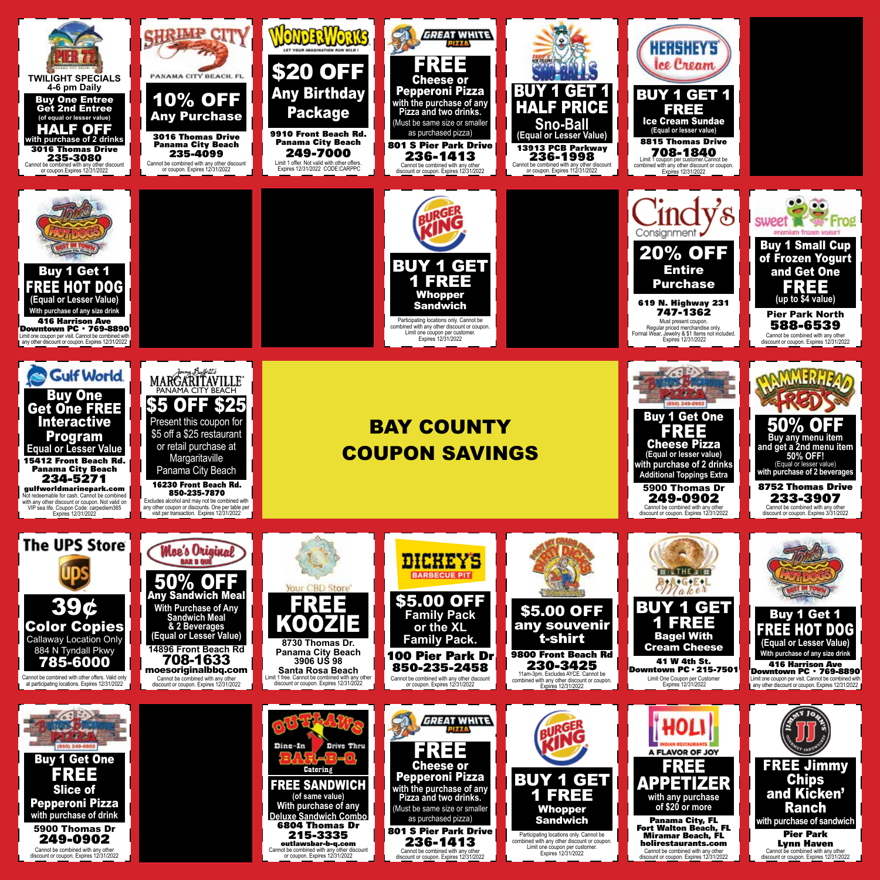# BAY COUNTY COUPON SAVINGS

---

**PIER 77**

TWILIGHT SPECIALS
4-6 pm Daily

**Buy One Entree Get 2nd Entree** (of equal or lesser value) **HALF OFF** with purchase of 2 drinks

3016 Thomas Drive
235-3080

Cannot be combined with any other discount or coupon. Expires 12/31/2022

---

**SHRIMP CITY**
PANAMA CITY BEACH, FL

**10% OFF Any Purchase**

3016 Thomas Drive
Panama City Beach
235-4099

Cannot be combined with any other discount or coupon. Expires 12/31/2022

---

**WONDERWORKS**
LET YOUR IMAGINATION RUN WILD!

**$20 OFF Any Birthday Package**

9910 Front Beach Rd.
Panama City Beach
249-7000

Limit 1 offer. Not valid with other offers. Expires 12/31/2022 CODE:CARPPC

---

**GREAT WHITE PIZZA**

**FREE Cheese or Pepperoni Pizza** with the purchase of any Pizza and two drinks. (Must be same size or smaller as purchased pizza)

801 S Pier Park Drive
236-1413

Cannot be combined with any other discount or coupon. Expires 12/31/2022

---

**SNO-BALLS**

**BUY 1 GET 1 HALF PRICE Sno-Ball** (Equal or Lesser Value)

13913 PCB Parkway
236-1998

Cannot be combined with any other discount or coupon. Expires 112/31/2022

---

**HERSHEY'S Ice Cream**

**BUY 1 GET 1 FREE Ice Cream Sundae** (Equal or lesser value)

8815 Thomas Drive
708-1840

Limit 1 coupon per customer.Cannot be combined with any other discount or coupon. Expires 12/31/2022

---

**Tom's HOT DOGS**

**Buy 1 Get 1 FREE HOT DOG** (Equal or Lesser Value) With purchase of any size drink

416 Harrison Ave
Downtown PC • 769-8890

Limit one coupon per visit. Cannot be combined with any other discount or coupon. Expires 12/31/2022

---

**BURGER KING**

**BUY 1 GET 1 FREE Whopper Sandwich**

Participating locations only. Cannot be combined with any other discount or coupon. Limit one coupon per customer. Expires 12/31/2022

---

**Cindy's Consignment**

**20% OFF Entire Purchase**

619 N. Highway 231
747-1362

Must present coupon. Regular priced merchandise only. Formal Wear, Jewelry & $1 Items not included. Expires 12/31/2022

---

**sweet Frog** premium frozen yogurt

**Buy 1 Small Cup of Frozen Yogurt and Get One FREE** (up to $4 value)

Pier Park North
588-6539

Cannot be combined with any other discount or coupon. Expires 12/31/2022

---

**Gulf World**

**Buy One Get One FREE Interactive Program** Equal or Lesser Value

15412 Front Beach Rd.
Panama City Beach
234-5271
gulfworldmarinepark.com

Not redeemable for cash. Cannot be combined with any other discount or coupon. Not valid on VIP sea life. Coupon Code: carpediem365 Expires 12/31/2022

---

**Jimmy Buffett's MARGARITAVILLE** PANAMA CITY BEACH

**$5 OFF $25**

Present this coupon for $5 off a $25 restaurant or retail purchase at Margaritaville Panama City Beach

16230 Front Beach Rd.
850-235-7870

Excludes alcohol and may not be combined with any other coupon or discounts. One per table per visit per transaction. Expires 12/31/2022

---

**Butler's Backyard PIZZA** (850) 249-0902

**Buy 1 Get One FREE Cheese Pizza** (Equal or lesser value) with purchase of 2 drinks. Additional Toppings Extra

5900 Thomas Dr
249-0902

Cannot be combined with any other discount or coupon. Expires 12/31/2022

---

**HAMMERHEAD FRED'S**

**50% OFF** Buy any menu item and get a 2nd menu item 50% OFF! (Equal or lesser value) with purchase of 2 beverages

8752 Thomas Drive
233-3907

Cannot be combined with any other discount or coupon. Expires 3/31/2022

---

**The UPS Store**

**39¢ Color Copies**

Callaway Location Only
884 N Tyndall Pkwy
785-6000

Cannot be combined with other offers. Valid only at participating locations. Expires 12/31/2022

---

**Moe's Original BAR B QUE**

**50% OFF Any Sandwich Meal** With Purchase of Any Sandwich Meal & 2 Beverages (Equal or Lesser Value)

14896 Front Beach Rd
708-1633
moesoriginalbbq.com

Cannot be combined with any other discount or coupon. Expires 12/31/2022

---

**Your CBD Store**

**FREE KOOZIE**

8730 Thomas Dr.
Panama City Beach
3906 US 98
Santa Rosa Beach

Limit 1 free. Cannot be combined with any other discount or coupon. Expires 12/31/2022

---

**DICKEY'S BARBECUE PIT**

**$5.00 OFF Family Pack or the XL Family Pack.**

100 Pier Park Dr
850-235-2458

Cannot be combined with any other discount or coupon. Expires 12/31/2022

---

**Dirty Dick's Crab House**

**$5.00 OFF any souvenir t-shirt**

9800 Front Beach Rd
230-3425

11am-3pm. Excludes AYCE. Cannot be combined with any other discount or coupon. Expires 12/31/2022

---

**THE BAGEL Maker**

**BUY 1 GET 1 FREE Bagel With Cream Cheese**

41 W 4th St.
Downtown PC • 215-7501

Limit One Coupon per Customer Expires 12/31/2022

---

**Tom's HOT DOGS**

**Buy 1 Get 1 FREE HOT DOG** (Equal or Lesser Value) With purchase of any size drink

416 Harrison Ave
Downtown PC • 769-8890

Limit one coupon per visit. Cannot be combined with any other discount or coupon. Expires 12/31/2022

---

**Butler's Backyard PIZZA** (850) 249-0902

**Buy 1 Get One FREE Slice of Pepperoni Pizza** with purchase of drink

5900 Thomas Dr
249-0902

Cannot be combined with any other discount or coupon. Expires 12/31/2022

---

**OUTLAWS BAR-B-Q** Dine-In • Drive Thru • Catering

**FREE SANDWICH** (of same value) With purchase of any Deluxe Sandwich Combo

6804 Thomas Dr
215-3335
outlawsbar-b-q.com

Cannot be combined with any other discount or coupon. Expires 12/31/2022

---

**GREAT WHITE PIZZA**

**FREE Cheese or Pepperoni Pizza** with the purchase of any Pizza and two drinks. (Must be same size or smaller as purchased pizza)

801 S Pier Park Drive
236-1413

Cannot be combined with any other discount or coupon. Expires 12/31/2022

---

**BURGER KING**

**BUY 1 GET 1 FREE Whopper Sandwich**

Participating locations only. Cannot be combined with any other discount or coupon. Limit one coupon per customer. Expires 12/31/2022

---

**HOLI** INDIAN RESTAURANTS
A FLAVOR OF JOY

**FREE APPETIZER** with any purchase of $20 or more

Panama City, FL
Fort Walton Beach, FL
Miramar Beach, FL
holirestaurants.com

Cannot be combined with any other discount or coupon. Expires 12/31/2022

---

**JIMMY JOHN'S**

**FREE Jimmy Chips and Kicken' Ranch** with purchase of sandwich

Pier Park
Lynn Haven

Cannot be combined with any other discount or coupon. Expires 12/31/2022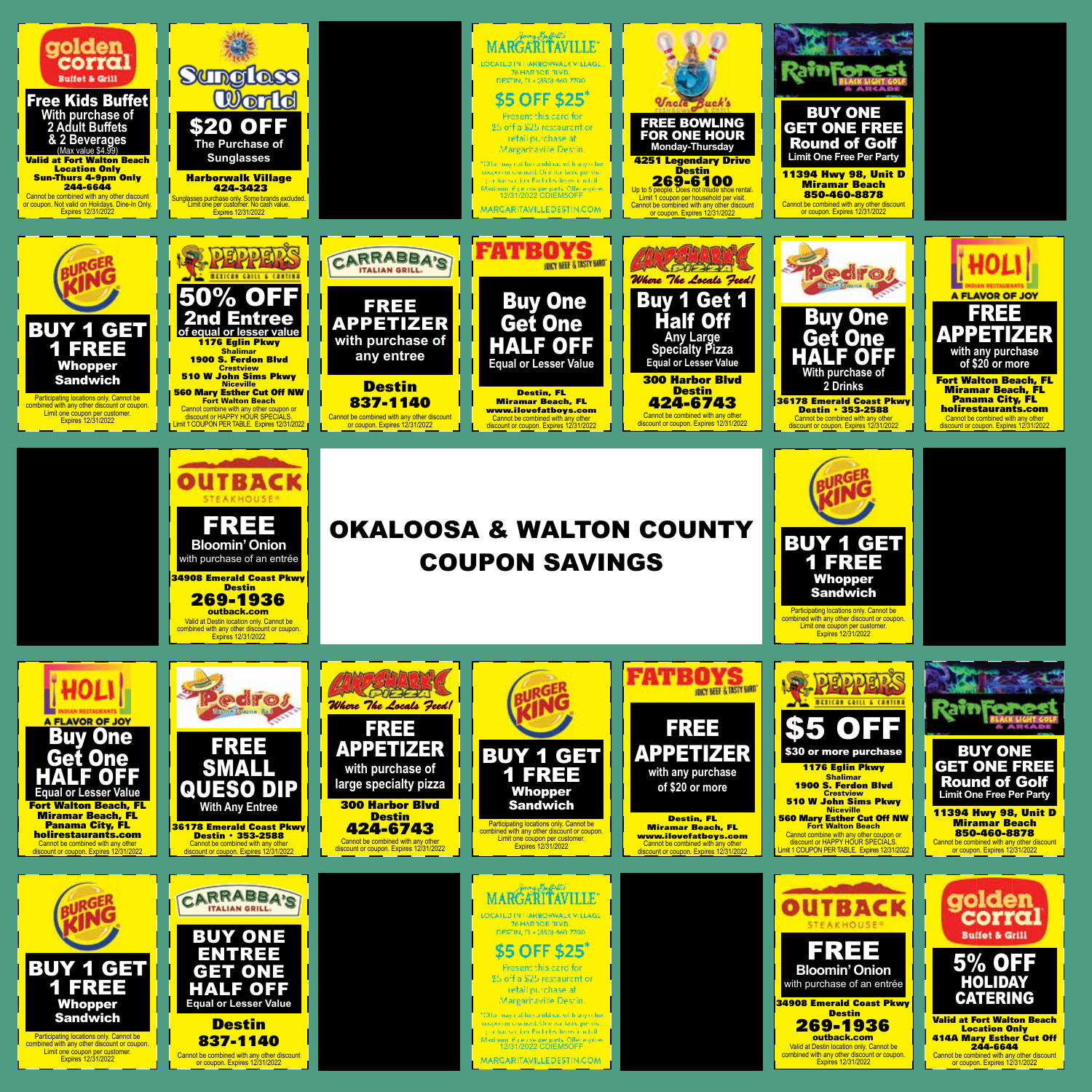# OKALOOSA & WALTON COUNTY COUPON SAVINGS

**golden corral** Buffet & Grill

**Free Kids Buffet**
With purchase of 2 Adult Buffets & 2 Beverages
(Max value $4.99)
**Valid at Fort Walton Beach Location Only**
**Sun-Thurs 4-9pm Only**
**244-6644**
Cannot be combined with any other discount or coupon. Not valid on Holidays. Dine-In Only. Expires 12/31/2022

---

**Sunglass World**

**$20 OFF**
The Purchase of Sunglasses
**Harborwalk Village**
**424-3423**
Sunglasses purchase only. Some brands excluded. Limit one per customer. No cash value. Expires 12/31/2022

---

**Jimmy Buffett's MARGARITAVILLE**
LOCATED IN HARBORWALK VILLAGE
76 HARBOR BLVD.
DESTIN, FL • (850) 460-7700

**$5 OFF $25***
Present this card for $5 off a $25 restaurant or retail purchase at Margaritaville Destin.
*12/31/2022 CDIEM5OFF
MARGARITAVILLEDESTIN.COM

---

**Uncle Buck's**

**FREE BOWLING FOR ONE HOUR**
Monday-Thursday
**4251 Legendary Drive**
**Destin**
**269-6100**
Up to 5 people. Does not inlude shoe rental. Limit 1 coupon per household per visit. Cannot be combined with any other discount or coupon. Expires 12/31/2022

---

**RainForest** BLACK LIGHT GOLF & ARCADE

**BUY ONE GET ONE FREE Round of Golf**
Limit One Free Per Party
**11394 Hwy 98, Unit D**
**Miramar Beach**
**850-460-8878**
Cannot be combined with any other discount or coupon. Expires 12/31/2022

---

**BURGER KING**

**BUY 1 GET 1 FREE Whopper Sandwich**
Participating locations only. Cannot be combined with any other discount or coupon. Limit one coupon per customer. Expires 12/31/2022

---

**PEPPERS** MEXICAN GRILL & CANTINA

**50% OFF 2nd Entree**
of equal or lesser value
**1176 Eglin Pkwy** Shalimar
**1900 S. Ferdon Blvd** Crestview
**510 W John Sims Pkwy** Niceville
**560 Mary Esther Cut Off NW** Fort Walton Beach
Cannot combine with any other coupon or discount or HAPPY HOUR SPECIALS. Limit 1 COUPON PER TABLE. Expires 12/31/2022

---

**CARRABBA'S** ITALIAN GRILL

**FREE APPETIZER**
with purchase of any entree
**Destin**
**837-1140**
Cannot be combined with any other discount or coupon. Expires 12/31/2022

---

**FATBOYS** JUICY BEEF & TASTY BIRD

**Buy One Get One HALF OFF**
Equal or Lesser Value
**Destin, FL**
**Miramar Beach, FL**
**www.ilovefatboys.com**
Cannot be combined with any other discount or coupon. Expires 12/31/2022

---

**LANDSHARK PIZZA** *Where The Locals Feed!*

**Buy 1 Get 1 Half Off**
Any Large Specialty Pizza
Equal or Lesser Value
**300 Harbor Blvd**
**Destin**
**424-6743**
Cannot be combined with any other discount or coupon. Expires 12/31/2022

---

**Pedro's**

**Buy One Get One HALF OFF**
With purchase of 2 Drinks
**36178 Emerald Coast Pkwy**
**Destin • 353-2588**
Cannot be combined with any other discount or coupon. Expires 12/31/2022

---

**HOLI** INDIAN RESTAURANTS — A FLAVOR OF JOY

**FREE APPETIZER**
with any purchase of $20 or more
**Fort Walton Beach, FL**
**Miramar Beach, FL**
**Panama City, FL**
**holirestaurants.com**
Cannot be combined with any other discount or coupon. Expires 12/31/2022

---

**OUTBACK** STEAKHOUSE

**FREE Bloomin' Onion**
with purchase of an entrée
**34908 Emerald Coast Pkwy**
**Destin**
**269-1936**
**outback.com**
Valid at Destin location only. Cannot be combined with any other discount or coupon. Expires 12/31/2022

---

**BURGER KING**

**BUY 1 GET 1 FREE Whopper Sandwich**
Participating locations only. Cannot be combined with any other discount or coupon. Limit one coupon per customer. Expires 12/31/2022

---

**HOLI** INDIAN RESTAURANTS — A FLAVOR OF JOY

**Buy One Get One HALF OFF**
Equal or Lesser Value
**Fort Walton Beach, FL**
**Miramar Beach, FL**
**Panama City, FL**
**holirestaurants.com**
Cannot be combined with any other discount or coupon. Expires 12/31/2022

---

**Pedro's**

**FREE SMALL QUESO DIP**
With Any Entree
**36178 Emerald Coast Pkwy**
**Destin • 353-2588**
Cannot be combined with any other discount or coupon. Expires 12/31/2022

---

**LANDSHARK PIZZA** *Where The Locals Feed!*

**FREE APPETIZER**
with purchase of large specialty pizza
**300 Harbor Blvd**
**Destin**
**424-6743**
Cannot be combined with any other discount or coupon. Expires 12/31/2022

---

**BURGER KING**

**BUY 1 GET 1 FREE Whopper Sandwich**
Participating locations only. Cannot be combined with any other discount or coupon. Limit one coupon per customer. Expires 12/31/2022

---

**FATBOYS** JUICY BEEF & TASTY BIRD

**FREE APPETIZER**
with any purchase of $20 or more
**Destin, FL**
**Miramar Beach, FL**
**www.ilovefatboys.com**
Cannot be combined with any other discount or coupon. Expires 12/31/2022

---

**PEPPERS** MEXICAN GRILL & CANTINA

**$5 OFF**
$30 or more purchase
**1176 Eglin Pkwy** Shalimar
**1900 S. Ferdon Blvd** Crestview
**510 W John Sims Pkwy** Niceville
**560 Mary Esther Cut Off NW** Fort Walton Beach
Cannot combine with any other coupon or discount or HAPPY HOUR SPECIALS. Limit 1 COUPON PER TABLE. Expires 12/31/2022

---

**RainForest** BLACK LIGHT GOLF & ARCADE

**BUY ONE GET ONE FREE Round of Golf**
Limit One Free Per Party
**11394 Hwy 98, Unit D**
**Miramar Beach**
**850-460-8878**
Cannot be combined with any other discount or coupon. Expires 12/31/2022

---

**BURGER KING**

**BUY 1 GET 1 FREE Whopper Sandwich**
Participating locations only. Cannot be combined with any other discount or coupon. Limit one coupon per customer. Expires 12/31/2022

---

**CARRABBA'S** ITALIAN GRILL

**BUY ONE ENTREE GET ONE HALF OFF**
Equal or Lesser Value
**Destin**
**837-1140**
Cannot be combined with any other discount or coupon. Expires 12/31/2022

---

**Jimmy Buffett's MARGARITAVILLE**
LOCATED IN HARBORWALK VILLAGE
76 HARBOR BLVD.
DESTIN, FL • (850) 460-7700

**$5 OFF $25***
Present this card for $5 off a $25 restaurant or retail purchase at Margaritaville Destin.
*12/31/2022 CDIEM5OFF
MARGARITAVILLEDESTIN.COM

---

**OUTBACK** STEAKHOUSE

**FREE Bloomin' Onion**
with purchase of an entrée
**34908 Emerald Coast Pkwy**
**Destin**
**269-1936**
**outback.com**
Valid at Destin location only. Cannot be combined with any other discount or coupon. Expires 12/31/2022

---

**golden corral** Buffet & Grill

**5% OFF HOLIDAY CATERING**
**Valid at Fort Walton Beach Location Only**
**414A Mary Esther Cut Off**
**244-6644**
Cannot be combined with any other discount or coupon. Expires 12/31/2022